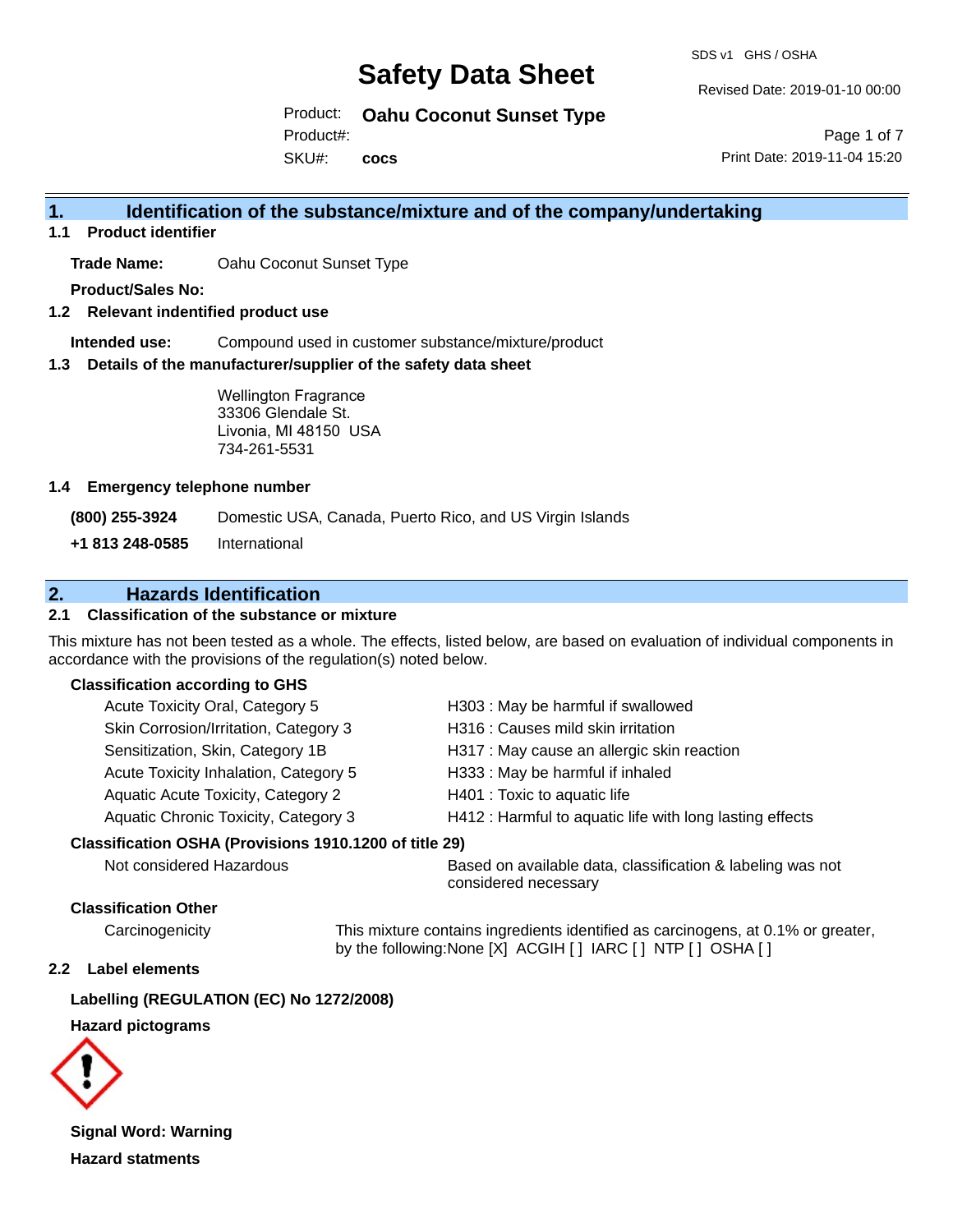# Safety Data Sheet

SDS v1 GHS / OSHA

Revised Date: 2019-01-10 00:00

Product: **Oahu Coconut Sunset Type**

Product#:

SKU#: **cocs**

Print Date: 2019-11-04 15:20

## 1. Identification of the substance/mixture and of the company/undertaking

### 1.1 Product identifier

**Trade Name:** Oahu Coconut Sunset Type

**Product/Sales No:**

### 1.2 Relevant indentified product use

**Intended use:** Compound used in customer substance/mixture/product

### 1.3 Details of the manufacturer/supplier of the safety data sheet

Wellington Fragrance
33306 Glendale St.
Livonia, MI 48150 USA
734-261-5531

### 1.4 Emergency telephone number

**(800) 255-3924** Domestic USA, Canada, Puerto Rico, and US Virgin Islands

**+1 813 248-0585** International

## 2. Hazards Identification

### 2.1 Classification of the substance or mixture

This mixture has not been tested as a whole. The effects, listed below, are based on evaluation of individual components in accordance with the provisions of the regulation(s) noted below.

**Classification according to GHS**

| | |
|---|---|
| Acute Toxicity Oral, Category 5 | H303 : May be harmful if swallowed |
| Skin Corrosion/Irritation, Category 3 | H316 : Causes mild skin irritation |
| Sensitization, Skin, Category 1B | H317 : May cause an allergic skin reaction |
| Acute Toxicity Inhalation, Category 5 | H333 : May be harmful if inhaled |
| Aquatic Acute Toxicity, Category 2 | H401 : Toxic to aquatic life |
| Aquatic Chronic Toxicity, Category 3 | H412 : Harmful to aquatic life with long lasting effects |

**Classification OSHA (Provisions 1910.1200 of title 29)**

| | |
|---|---|
| Not considered Hazardous | Based on available data, classification & labeling was not considered necessary |

**Classification Other**

| | |
|---|---|
| Carcinogenicity | This mixture contains ingredients identified as carcinogens, at 0.1% or greater, by the following:None [X] ACGIH [ ] IARC [ ] NTP [ ] OSHA [ ] |

### 2.2 Label elements

**Labelling (REGULATION (EC) No 1272/2008)**

**Hazard pictograms**

**Signal Word: Warning**

**Hazard statments**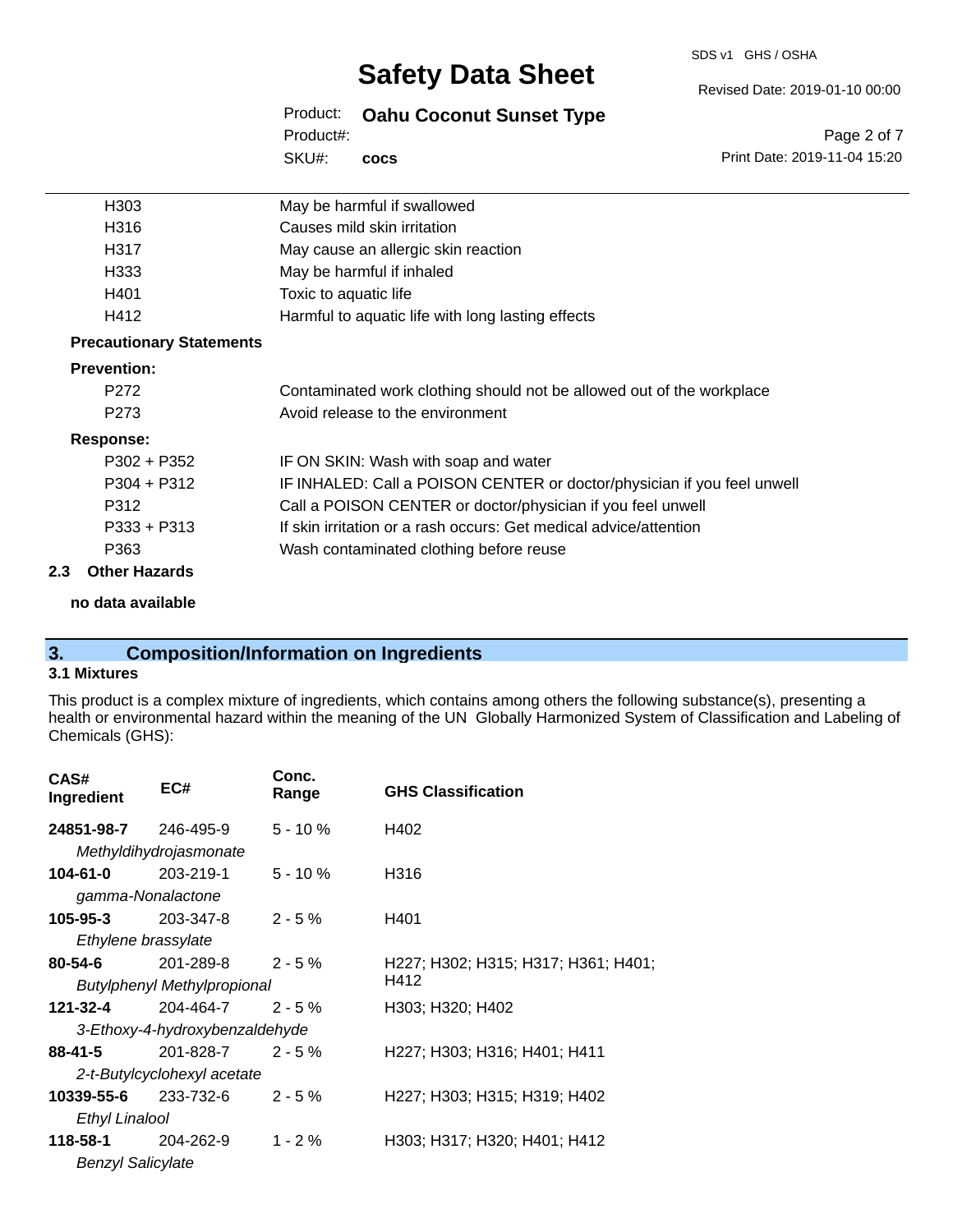| | |
|---|---|
| H303 | May be harmful if swallowed |
| H316 | Causes mild skin irritation |
| H317 | May cause an allergic skin reaction |
| H333 | May be harmful if inhaled |
| H401 | Toxic to aquatic life |
| H412 | Harmful to aquatic life with long lasting effects |

**Precautionary Statements**

**Prevention:**

| | |
|---|---|
| P272 | Contaminated work clothing should not be allowed out of the workplace |
| P273 | Avoid release to the environment |

**Response:**

| | |
|---|---|
| P302 + P352 | IF ON SKIN: Wash with soap and water |
| P304 + P312 | IF INHALED: Call a POISON CENTER or doctor/physician if you feel unwell |
| P312 | Call a POISON CENTER or doctor/physician if you feel unwell |
| P333 + P313 | If skin irritation or a rash occurs: Get medical advice/attention |
| P363 | Wash contaminated clothing before reuse |

### 2.3 Other Hazards

**no data available**

## 3. Composition/Information on Ingredients

### 3.1 Mixtures

This product is a complex mixture of ingredients, which contains among others the following substance(s), presenting a health or environmental hazard within the meaning of the UN Globally Harmonized System of Classification and Labeling of Chemicals (GHS):

| CAS# Ingredient | EC# | Conc. Range | GHS Classification |
|---|---|---|---|
| **24851-98-7** *Methyldihydrojasmonate* | 246-495-9 | 5 - 10 % | H402 |
| **104-61-0** *gamma-Nonalactone* | 203-219-1 | 5 - 10 % | H316 |
| **105-95-3** *Ethylene brassylate* | 203-347-8 | 2 - 5 % | H401 |
| **80-54-6** *Butylphenyl Methylpropional* | 201-289-8 | 2 - 5 % | H227; H302; H315; H317; H361; H401; H412 |
| **121-32-4** *3-Ethoxy-4-hydroxybenzaldehyde* | 204-464-7 | 2 - 5 % | H303; H320; H402 |
| **88-41-5** *2-t-Butylcyclohexyl acetate* | 201-828-7 | 2 - 5 % | H227; H303; H316; H401; H411 |
| **10339-55-6** *Ethyl Linalool* | 233-732-6 | 2 - 5 % | H227; H303; H315; H319; H402 |
| **118-58-1** *Benzyl Salicylate* | 204-262-9 | 1 - 2 % | H303; H317; H320; H401; H412 |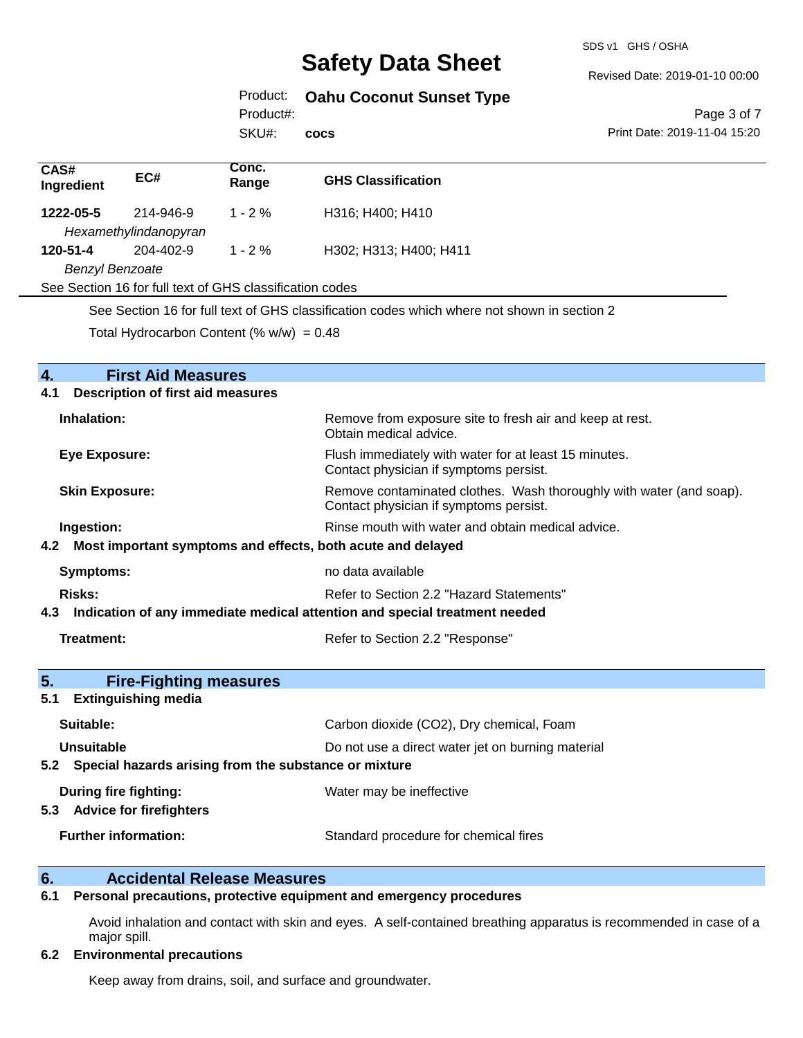| CAS# Ingredient | EC# | Conc. Range | GHS Classification |
|---|---|---|---|
| **1222-05-5** | 214-946-9 | 1 - 2 % | H316; H400; H410 |
| *Hexamethylindanopyran* | | | |
| **120-51-4** | 204-402-9 | 1 - 2 % | H302; H313; H400; H411 |
| *Benzyl Benzoate* | | | |
| See Section 16 for full text of GHS classification codes | | | |

See Section 16 for full text of GHS classification codes which where not shown in section 2

Total Hydrocarbon Content (% w/w) = 0.48

## 4. First Aid Measures

### 4.1 Description of first aid measures

**Inhalation:** Remove from exposure site to fresh air and keep at rest. Obtain medical advice.

**Eye Exposure:** Flush immediately with water for at least 15 minutes. Contact physician if symptoms persist.

**Skin Exposure:** Remove contaminated clothes. Wash thoroughly with water (and soap). Contact physician if symptoms persist.

**Ingestion:** Rinse mouth with water and obtain medical advice.

### 4.2 Most important symptoms and effects, both acute and delayed

**Symptoms:** no data available

**Risks:** Refer to Section 2.2 "Hazard Statements"

### 4.3 Indication of any immediate medical attention and special treatment needed

**Treatment:** Refer to Section 2.2 "Response"

## 5. Fire-Fighting measures

### 5.1 Extinguishing media

**Suitable:** Carbon dioxide ($CO_2$), Dry chemical, Foam

**Unsuitable** Do not use a direct water jet on burning material

### 5.2 Special hazards arising from the substance or mixture

**During fire fighting:** Water may be ineffective

### 5.3 Advice for firefighters

**Further information:** Standard procedure for chemical fires

## 6. Accidental Release Measures

### 6.1 Personal precautions, protective equipment and emergency procedures

Avoid inhalation and contact with skin and eyes. A self-contained breathing apparatus is recommended in case of a major spill.

### 6.2 Environmental precautions

Keep away from drains, soil, and surface and groundwater.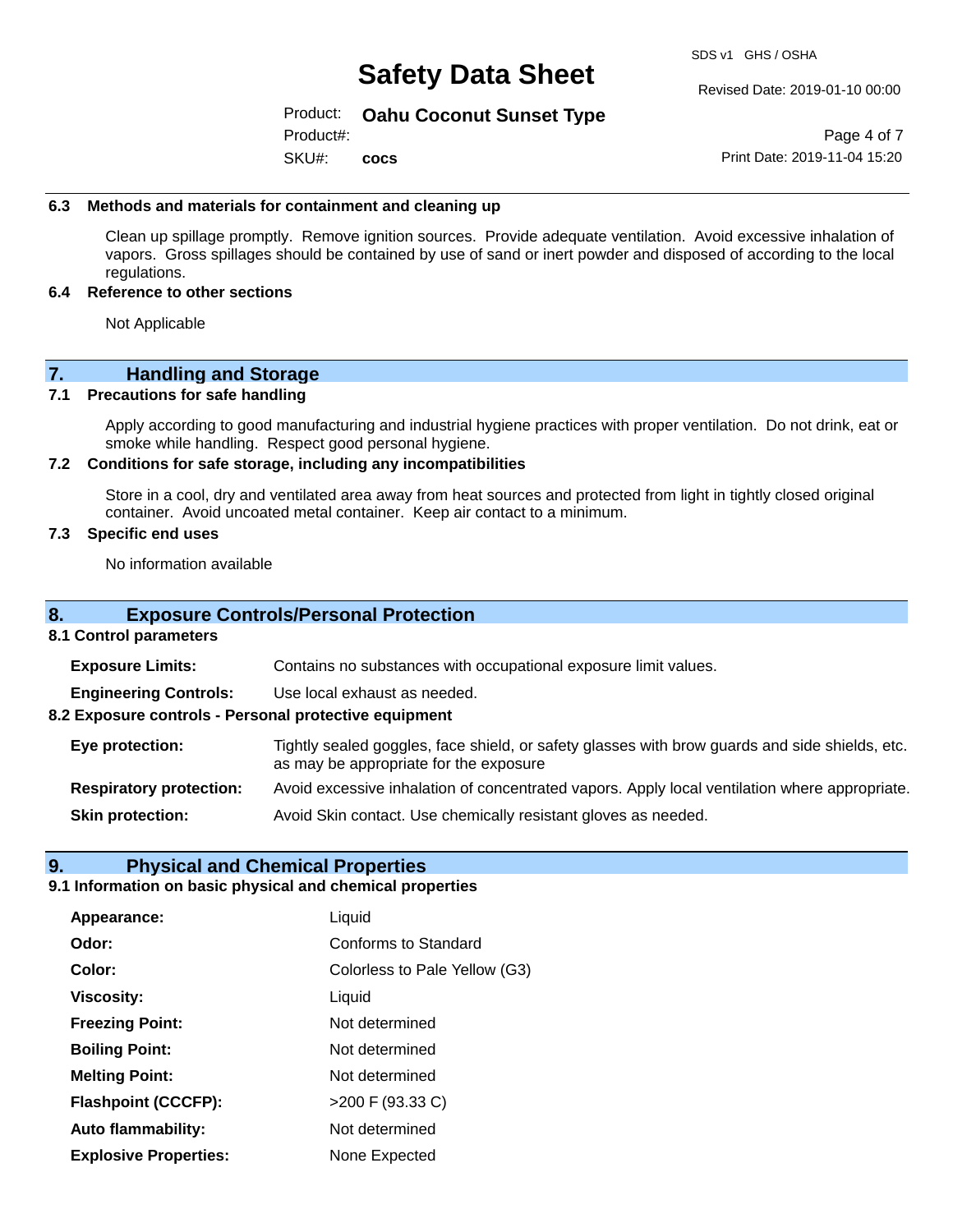### 6.3 Methods and materials for containment and cleaning up

Clean up spillage promptly. Remove ignition sources. Provide adequate ventilation. Avoid excessive inhalation of vapors. Gross spillages should be contained by use of sand or inert powder and disposed of according to the local regulations.

### 6.4 Reference to other sections

Not Applicable

## 7. Handling and Storage

### 7.1 Precautions for safe handling

Apply according to good manufacturing and industrial hygiene practices with proper ventilation. Do not drink, eat or smoke while handling. Respect good personal hygiene.

### 7.2 Conditions for safe storage, including any incompatibilities

Store in a cool, dry and ventilated area away from heat sources and protected from light in tightly closed original container. Avoid uncoated metal container. Keep air contact to a minimum.

### 7.3 Specific end uses

No information available

## 8. Exposure Controls/Personal Protection

### 8.1 Control parameters

**Exposure Limits:** Contains no substances with occupational exposure limit values.

**Engineering Controls:** Use local exhaust as needed.

### 8.2 Exposure controls - Personal protective equipment

**Eye protection:** Tightly sealed goggles, face shield, or safety glasses with brow guards and side shields, etc. as may be appropriate for the exposure

**Respiratory protection:** Avoid excessive inhalation of concentrated vapors. Apply local ventilation where appropriate.

**Skin protection:** Avoid Skin contact. Use chemically resistant gloves as needed.

## 9. Physical and Chemical Properties

### 9.1 Information on basic physical and chemical properties

| | |
|---|---|
| **Appearance:** | Liquid |
| **Odor:** | Conforms to Standard |
| **Color:** | Colorless to Pale Yellow (G3) |
| **Viscosity:** | Liquid |
| **Freezing Point:** | Not determined |
| **Boiling Point:** | Not determined |
| **Melting Point:** | Not determined |
| **Flashpoint (CCCFP):** | >200 F (93.33 C) |
| **Auto flammability:** | Not determined |
| **Explosive Properties:** | None Expected |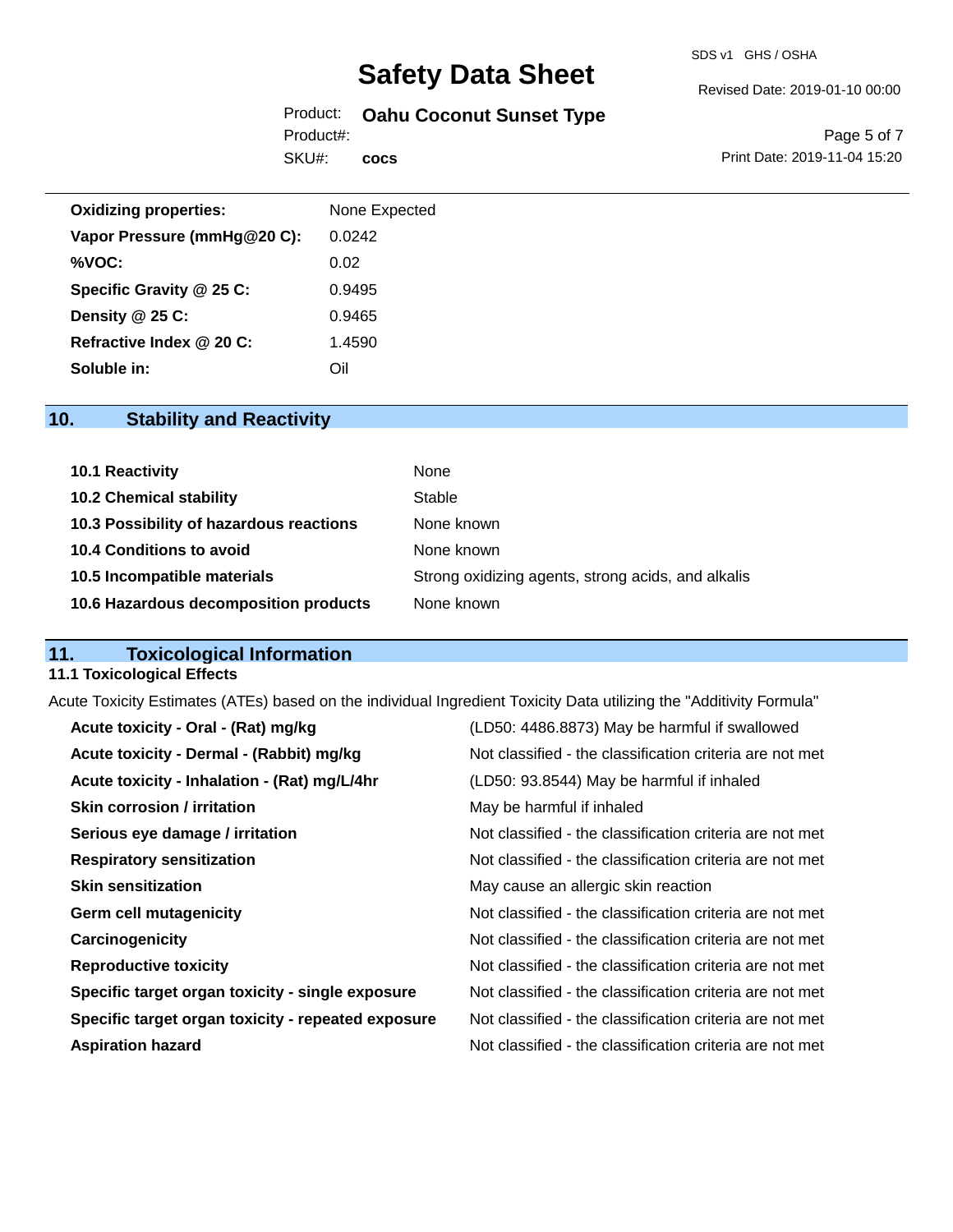| | |
|---|---|
| **Oxidizing properties:** | None Expected |
| **Vapor Pressure (mmHg@20 C):** | 0.0242 |
| **%VOC:** | 0.02 |
| **Specific Gravity @ 25 C:** | 0.9495 |
| **Density @ 25 C:** | 0.9465 |
| **Refractive Index @ 20 C:** | 1.4590 |
| **Soluble in:** | Oil |

## 10. Stability and Reactivity

| | |
|---|---|
| **10.1 Reactivity** | None |
| **10.2 Chemical stability** | Stable |
| **10.3 Possibility of hazardous reactions** | None known |
| **10.4 Conditions to avoid** | None known |
| **10.5 Incompatible materials** | Strong oxidizing agents, strong acids, and alkalis |
| **10.6 Hazardous decomposition products** | None known |

## 11. Toxicological Information

### 11.1 Toxicological Effects

Acute Toxicity Estimates (ATEs) based on the individual Ingredient Toxicity Data utilizing the "Additivity Formula"

| | |
|---|---|
| **Acute toxicity - Oral - (Rat) mg/kg** | (LD50: 4486.8873) May be harmful if swallowed |
| **Acute toxicity - Dermal - (Rabbit) mg/kg** | Not classified - the classification criteria are not met |
| **Acute toxicity - Inhalation - (Rat) mg/L/4hr** | (LD50: 93.8544) May be harmful if inhaled |
| **Skin corrosion / irritation** | May be harmful if inhaled |
| **Serious eye damage / irritation** | Not classified - the classification criteria are not met |
| **Respiratory sensitization** | Not classified - the classification criteria are not met |
| **Skin sensitization** | May cause an allergic skin reaction |
| **Germ cell mutagenicity** | Not classified - the classification criteria are not met |
| **Carcinogenicity** | Not classified - the classification criteria are not met |
| **Reproductive toxicity** | Not classified - the classification criteria are not met |
| **Specific target organ toxicity - single exposure** | Not classified - the classification criteria are not met |
| **Specific target organ toxicity - repeated exposure** | Not classified - the classification criteria are not met |
| **Aspiration hazard** | Not classified - the classification criteria are not met |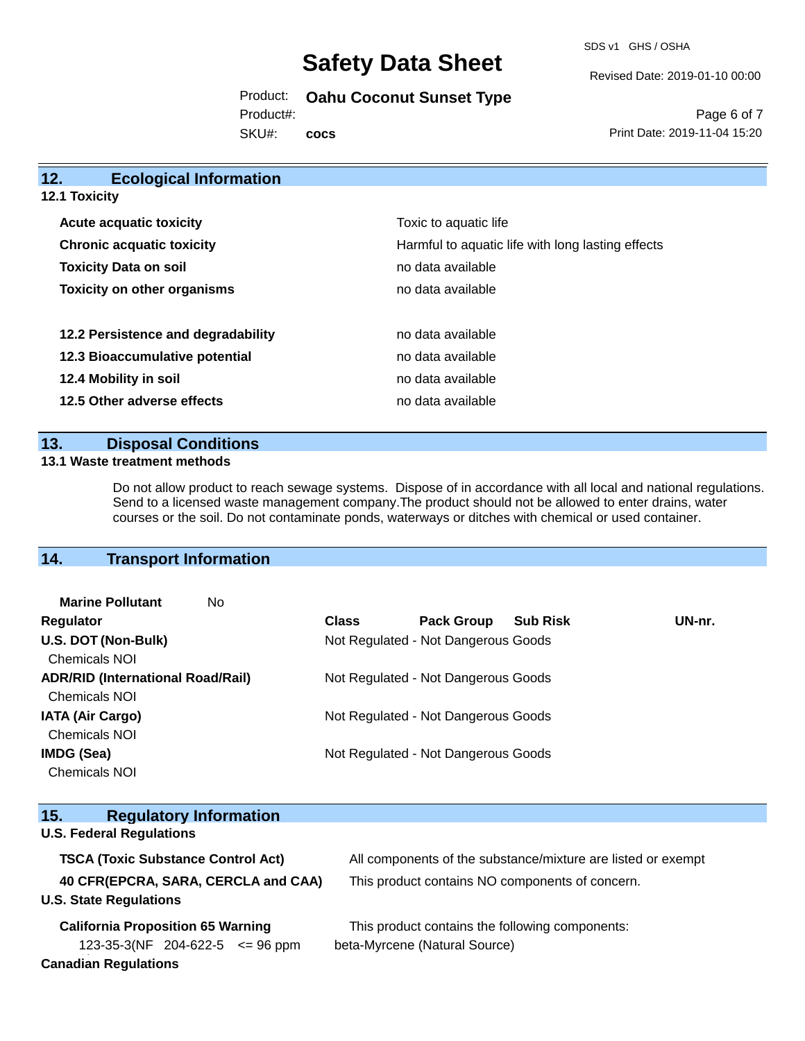## 12. Ecological Information

**12.1 Toxicity**

| | |
|---|---|
| **Acute acquatic toxicity** | Toxic to aquatic life |
| **Chronic acquatic toxicity** | Harmful to aquatic life with long lasting effects |
| **Toxicity Data on soil** | no data available |
| **Toxicity on other organisms** | no data available |

| | |
|---|---|
| **12.2 Persistence and degradability** | no data available |
| **12.3 Bioaccumulative potential** | no data available |
| **12.4 Mobility in soil** | no data available |
| **12.5 Other adverse effects** | no data available |

## 13. Disposal Conditions

**13.1 Waste treatment methods**

Do not allow product to reach sewage systems. Dispose of in accordance with all local and national regulations. Send to a licensed waste management company.The product should not be allowed to enter drains, water courses or the soil. Do not contaminate ponds, waterways or ditches with chemical or used container.

## 14. Transport Information

**Marine Pollutant** No

| Regulator | Class | Pack Group | Sub Risk | UN-nr. |
|---|---|---|---|---|
| **U.S. DOT (Non-Bulk)** Chemicals NOI | Not Regulated - Not Dangerous Goods | | | |
| **ADR/RID (International Road/Rail)** Chemicals NOI | Not Regulated - Not Dangerous Goods | | | |
| **IATA (Air Cargo)** Chemicals NOI | Not Regulated - Not Dangerous Goods | | | |
| **IMDG (Sea)** Chemicals NOI | Not Regulated - Not Dangerous Goods | | | |

## 15. Regulatory Information

**U.S. Federal Regulations**

| | |
|---|---|
| **TSCA (Toxic Substance Control Act)** | All components of the substance/mixture are listed or exempt |
| **40 CFR(EPCRA, SARA, CERCLA and CAA)** | This product contains NO components of concern. |

**U.S. State Regulations**

**California Proposition 65 Warning** This product contains the following components:

| | | | |
|---|---|---|---|
| 123-35-3(NF | 204-622-5 | <= 96 ppm | beta-Myrcene (Natural Source) |

**Canadian Regulations**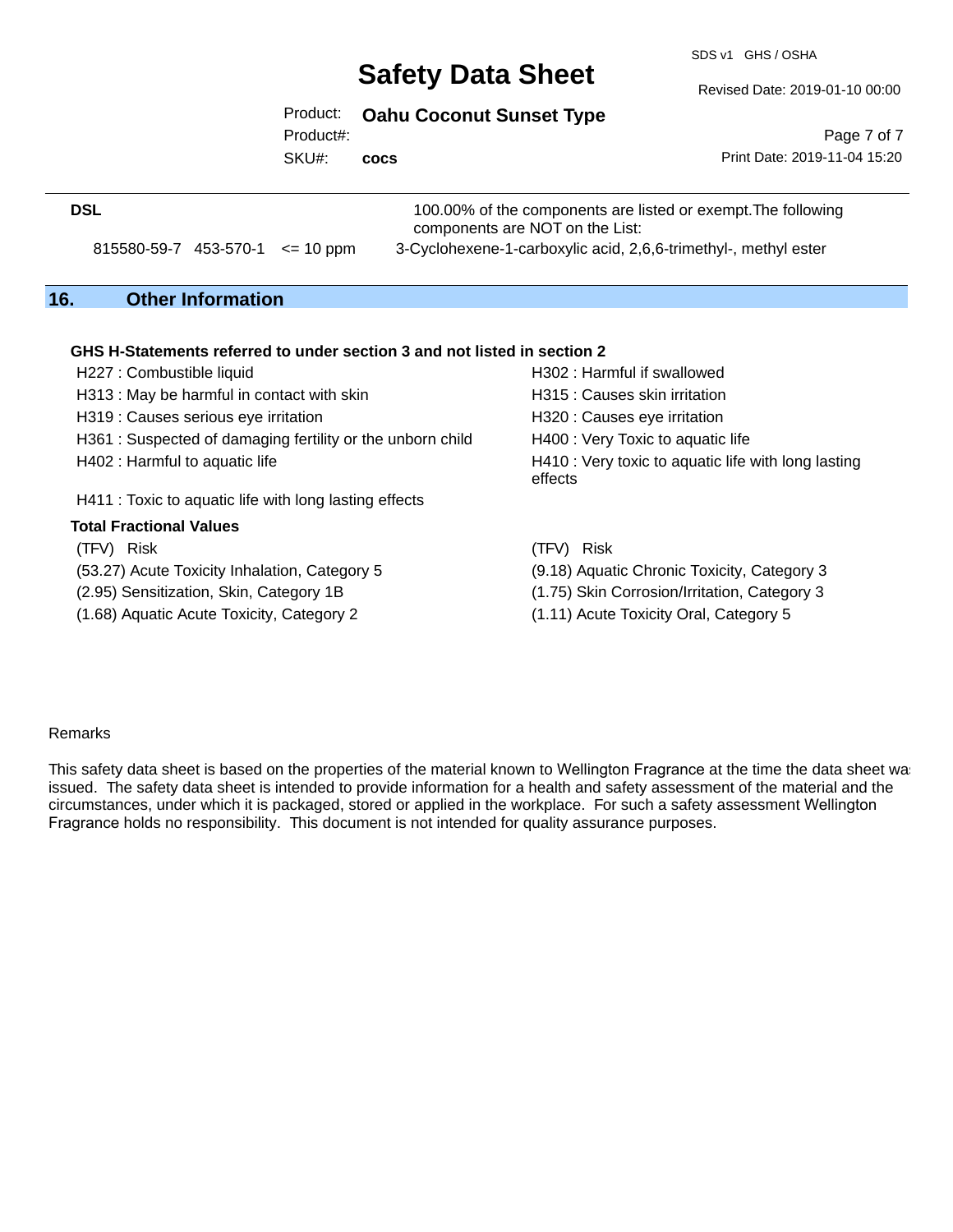**DSL**

100.00% of the components are listed or exempt.The following components are NOT on the List:

| | | | |
|---|---|---|---|
| 815580-59-7 | 453-570-1 | <= 10 ppm | 3-Cyclohexene-1-carboxylic acid, 2,6,6-trimethyl-, methyl ester |

## 16. Other Information

**GHS H-Statements referred to under section 3 and not listed in section 2**

H227 : Combustible liquid

H302 : Harmful if swallowed

H313 : May be harmful in contact with skin

H315 : Causes skin irritation

H319 : Causes serious eye irritation

H320 : Causes eye irritation

H361 : Suspected of damaging fertility or the unborn child

H400 : Very Toxic to aquatic life

H402 : Harmful to aquatic life

H410 : Very toxic to aquatic life with long lasting effects

H411 : Toxic to aquatic life with long lasting effects

**Total Fractional Values**

| (TFV) | Risk | (TFV) | Risk |
|---|---|---|---|
| (53.27) | Acute Toxicity Inhalation, Category 5 | (9.18) | Aquatic Chronic Toxicity, Category 3 |
| (2.95) | Sensitization, Skin, Category 1B | (1.75) | Skin Corrosion/Irritation, Category 3 |
| (1.68) | Aquatic Acute Toxicity, Category 2 | (1.11) | Acute Toxicity Oral, Category 5 |

Remarks

This safety data sheet is based on the properties of the material known to Wellington Fragrance at the time the data sheet was issued. The safety data sheet is intended to provide information for a health and safety assessment of the material and the circumstances, under which it is packaged, stored or applied in the workplace. For such a safety assessment Wellington Fragrance holds no responsibility. This document is not intended for quality assurance purposes.